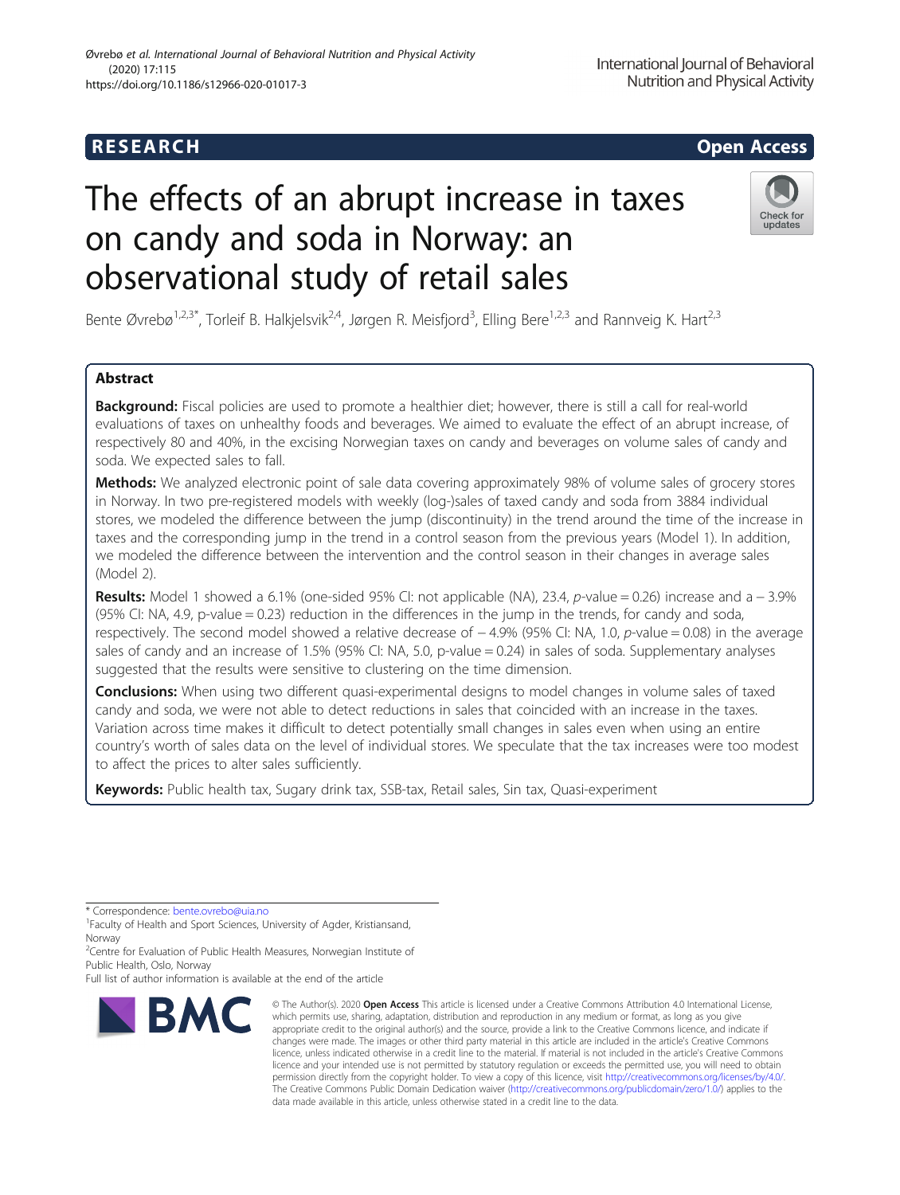RESEARCH

Open Access

# The effects of an abrupt increase in taxes on candy and soda in Norway: an observational study of retail sales

Bente Øvrebø[1,2,3*], Torleif B. Halkjelsvik[2,4], Jørgen R. Meisfjord[3], Elling Bere[1,2,3] and Rannveig K. Hart[2,3]

## Abstract

**Background:** Fiscal policies are used to promote a healthier diet; however, there is still a call for real-world evaluations of taxes on unhealthy foods and beverages. We aimed to evaluate the effect of an abrupt increase, of respectively 80 and 40%, in the excising Norwegian taxes on candy and beverages on volume sales of candy and soda. We expected sales to fall.

**Methods:** We analyzed electronic point of sale data covering approximately 98% of volume sales of grocery stores in Norway. In two pre-registered models with weekly (log-)sales of taxed candy and soda from 3884 individual stores, we modeled the difference between the jump (discontinuity) in the trend around the time of the increase in taxes and the corresponding jump in the trend in a control season from the previous years (Model 1). In addition, we modeled the difference between the intervention and the control season in their changes in average sales (Model 2).

**Results:** Model 1 showed a 6.1% (one-sided 95% CI: not applicable (NA), 23.4, $p$-value = 0.26) increase and a − 3.9% (95% CI: NA, 4.9, p-value = 0.23) reduction in the differences in the jump in the trends, for candy and soda, respectively. The second model showed a relative decrease of − 4.9% (95% CI: NA, 1.0, $p$-value = 0.08) in the average sales of candy and an increase of 1.5% (95% CI: NA, 5.0, p-value = 0.24) in sales of soda. Supplementary analyses suggested that the results were sensitive to clustering on the time dimension.

**Conclusions:** When using two different quasi-experimental designs to model changes in volume sales of taxed candy and soda, we were not able to detect reductions in sales that coincided with an increase in the taxes. Variation across time makes it difficult to detect potentially small changes in sales even when using an entire country's worth of sales data on the level of individual stores. We speculate that the tax increases were too modest to affect the prices to alter sales sufficiently.

**Keywords:** Public health tax, Sugary drink tax, SSB-tax, Retail sales, Sin tax, Quasi-experiment

---

* Correspondence: bente.ovrebo@uia.no
[1]Faculty of Health and Sport Sciences, University of Agder, Kristiansand, Norway
[2]Centre for Evaluation of Public Health Measures, Norwegian Institute of Public Health, Oslo, Norway
Full list of author information is available at the end of the article

© The Author(s). 2020 **Open Access** This article is licensed under a Creative Commons Attribution 4.0 International License, which permits use, sharing, adaptation, distribution and reproduction in any medium or format, as long as you give appropriate credit to the original author(s) and the source, provide a link to the Creative Commons licence, and indicate if changes were made. The images or other third party material in this article are included in the article's Creative Commons licence, unless indicated otherwise in a credit line to the material. If material is not included in the article's Creative Commons licence and your intended use is not permitted by statutory regulation or exceeds the permitted use, you will need to obtain permission directly from the copyright holder. To view a copy of this licence, visit http://creativecommons.org/licenses/by/4.0/. The Creative Commons Public Domain Dedication waiver (http://creativecommons.org/publicdomain/zero/1.0/) applies to the data made available in this article, unless otherwise stated in a credit line to the data.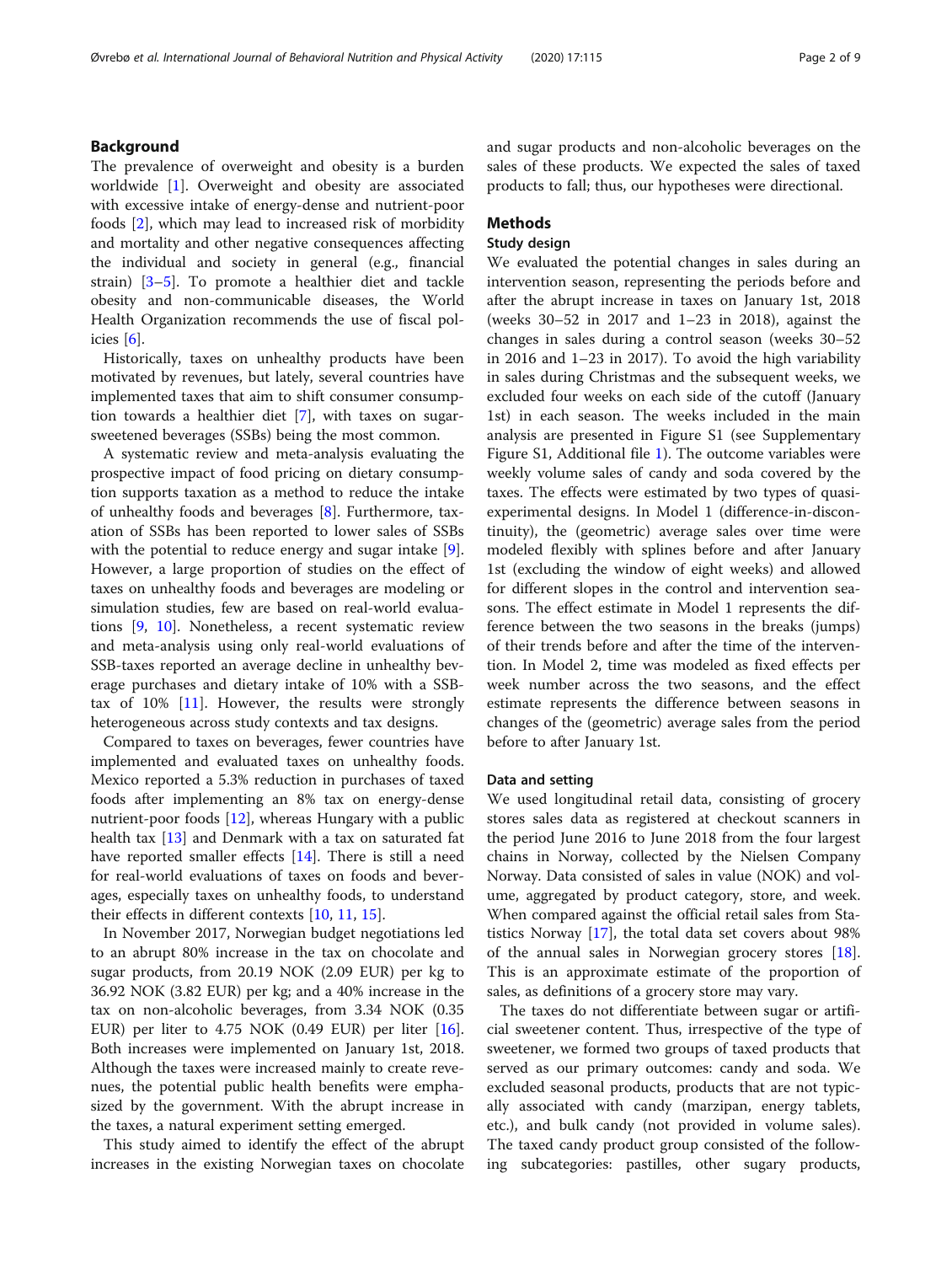## Background

The prevalence of overweight and obesity is a burden worldwide [1]. Overweight and obesity are associated with excessive intake of energy-dense and nutrient-poor foods [2], which may lead to increased risk of morbidity and mortality and other negative consequences affecting the individual and society in general (e.g., financial strain) [3–5]. To promote a healthier diet and tackle obesity and non-communicable diseases, the World Health Organization recommends the use of fiscal policies [6].

Historically, taxes on unhealthy products have been motivated by revenues, but lately, several countries have implemented taxes that aim to shift consumer consumption towards a healthier diet [7], with taxes on sugar-sweetened beverages (SSBs) being the most common.

A systematic review and meta-analysis evaluating the prospective impact of food pricing on dietary consumption supports taxation as a method to reduce the intake of unhealthy foods and beverages [8]. Furthermore, taxation of SSBs has been reported to lower sales of SSBs with the potential to reduce energy and sugar intake [9]. However, a large proportion of studies on the effect of taxes on unhealthy foods and beverages are modeling or simulation studies, few are based on real-world evaluations [9, 10]. Nonetheless, a recent systematic review and meta-analysis using only real-world evaluations of SSB-taxes reported an average decline in unhealthy beverage purchases and dietary intake of 10% with a SSB-tax of 10% [11]. However, the results were strongly heterogeneous across study contexts and tax designs.

Compared to taxes on beverages, fewer countries have implemented and evaluated taxes on unhealthy foods. Mexico reported a 5.3% reduction in purchases of taxed foods after implementing an 8% tax on energy-dense nutrient-poor foods [12], whereas Hungary with a public health tax [13] and Denmark with a tax on saturated fat have reported smaller effects [14]. There is still a need for real-world evaluations of taxes on foods and beverages, especially taxes on unhealthy foods, to understand their effects in different contexts [10, 11, 15].

In November 2017, Norwegian budget negotiations led to an abrupt 80% increase in the tax on chocolate and sugar products, from 20.19 NOK (2.09 EUR) per kg to 36.92 NOK (3.82 EUR) per kg; and a 40% increase in the tax on non-alcoholic beverages, from 3.34 NOK (0.35 EUR) per liter to 4.75 NOK (0.49 EUR) per liter [16]. Both increases were implemented on January 1st, 2018. Although the taxes were increased mainly to create revenues, the potential public health benefits were emphasized by the government. With the abrupt increase in the taxes, a natural experiment setting emerged.

This study aimed to identify the effect of the abrupt increases in the existing Norwegian taxes on chocolate and sugar products and non-alcoholic beverages on the sales of these products. We expected the sales of taxed products to fall; thus, our hypotheses were directional.

## Methods

### Study design

We evaluated the potential changes in sales during an intervention season, representing the periods before and after the abrupt increase in taxes on January 1st, 2018 (weeks 30–52 in 2017 and 1–23 in 2018), against the changes in sales during a control season (weeks 30–52 in 2016 and 1–23 in 2017). To avoid the high variability in sales during Christmas and the subsequent weeks, we excluded four weeks on each side of the cutoff (January 1st) in each season. The weeks included in the main analysis are presented in Figure S1 (see Supplementary Figure S1, Additional file 1). The outcome variables were weekly volume sales of candy and soda covered by the taxes. The effects were estimated by two types of quasi-experimental designs. In Model 1 (difference-in-discontinuity), the (geometric) average sales over time were modeled flexibly with splines before and after January 1st (excluding the window of eight weeks) and allowed for different slopes in the control and intervention seasons. The effect estimate in Model 1 represents the difference between the two seasons in the breaks (jumps) of their trends before and after the time of the intervention. In Model 2, time was modeled as fixed effects per week number across the two seasons, and the effect estimate represents the difference between seasons in changes of the (geometric) average sales from the period before to after January 1st.

### Data and setting

We used longitudinal retail data, consisting of grocery stores sales data as registered at checkout scanners in the period June 2016 to June 2018 from the four largest chains in Norway, collected by the Nielsen Company Norway. Data consisted of sales in value (NOK) and volume, aggregated by product category, store, and week. When compared against the official retail sales from Statistics Norway [17], the total data set covers about 98% of the annual sales in Norwegian grocery stores [18]. This is an approximate estimate of the proportion of sales, as definitions of a grocery store may vary.

The taxes do not differentiate between sugar or artificial sweetener content. Thus, irrespective of the type of sweetener, we formed two groups of taxed products that served as our primary outcomes: candy and soda. We excluded seasonal products, products that are not typically associated with candy (marzipan, energy tablets, etc.), and bulk candy (not provided in volume sales). The taxed candy product group consisted of the following subcategories: pastilles, other sugary products,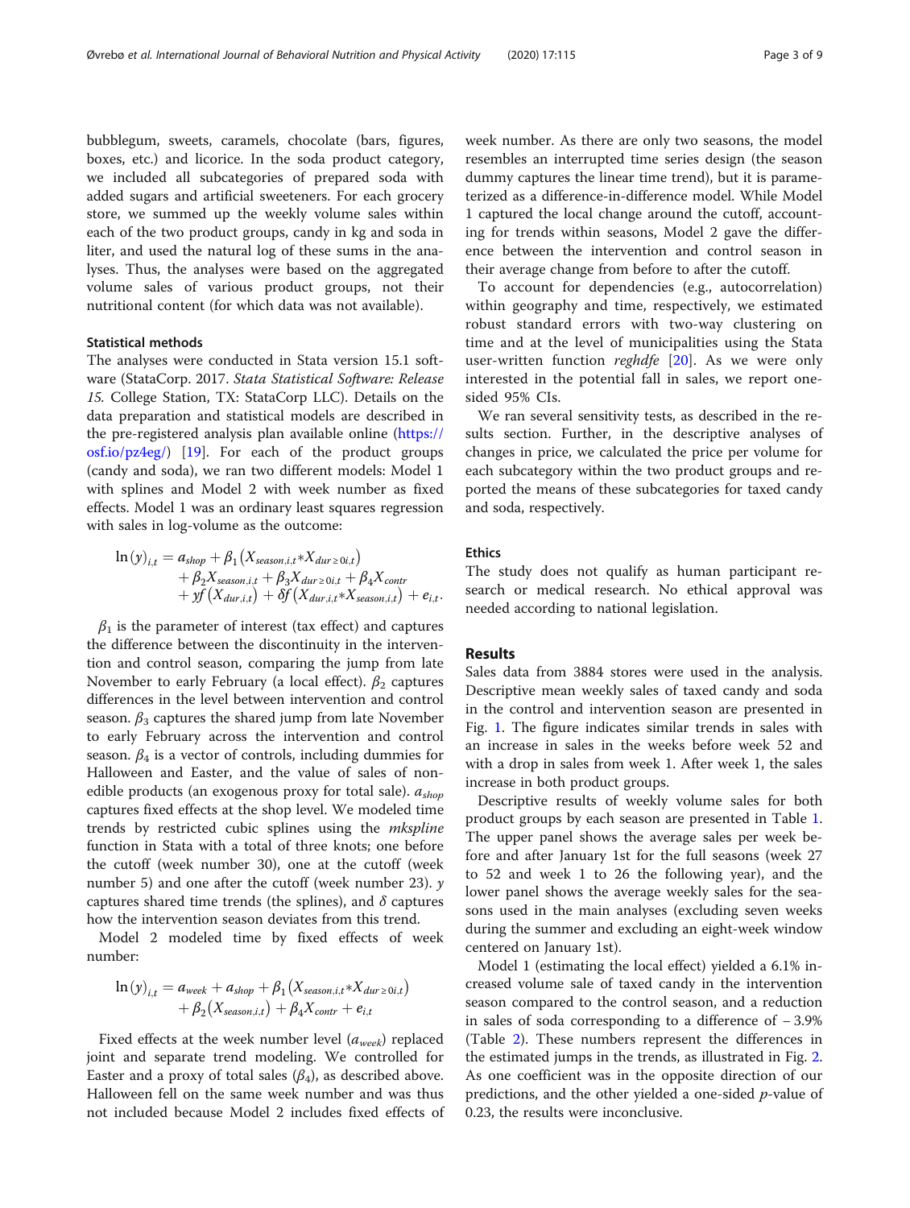bubblegum, sweets, caramels, chocolate (bars, figures, boxes, etc.) and licorice. In the soda product category, we included all subcategories of prepared soda with added sugars and artificial sweeteners. For each grocery store, we summed up the weekly volume sales within each of the two product groups, candy in kg and soda in liter, and used the natural log of these sums in the analyses. Thus, the analyses were based on the aggregated volume sales of various product groups, not their nutritional content (for which data was not available).

### Statistical methods

The analyses were conducted in Stata version 15.1 software (StataCorp. 2017. *Stata Statistical Software: Release 15*. College Station, TX: StataCorp LLC). Details on the data preparation and statistical models are described in the pre-registered analysis plan available online (https://osf.io/pz4eg/) [19]. For each of the product groups (candy and soda), we ran two different models: Model 1 with splines and Model 2 with week number as fixed effects. Model 1 was an ordinary least squares regression with sales in log-volume as the outcome:

$$
\begin{aligned}
\ln(y)_{i,t} = {} & a_{shop} + \beta_1\left(X_{season,i,t} * X_{dur\geq 0i,t}\right) \\
& + \beta_2 X_{season,i,t} + \beta_3 X_{dur\geq 0i,t} + \beta_4 X_{contr} \\
& + \gamma f\left(X_{dur,i,t}\right) + \delta f\left(X_{dur,i,t} * X_{season,i,t}\right) + e_{i,t}.
\end{aligned}
$$

$\beta_1$ is the parameter of interest (tax effect) and captures the difference between the discontinuity in the intervention and control season, comparing the jump from late November to early February (a local effect). $\beta_2$ captures differences in the level between intervention and control season. $\beta_3$ captures the shared jump from late November to early February across the intervention and control season. $\beta_4$ is a vector of controls, including dummies for Halloween and Easter, and the value of sales of non-edible products (an exogenous proxy for total sale). $a_{shop}$ captures fixed effects at the shop level. We modeled time trends by restricted cubic splines using the *mkspline* function in Stata with a total of three knots; one before the cutoff (week number 30), one at the cutoff (week number 5) and one after the cutoff (week number 23). $\gamma$ captures shared time trends (the splines), and $\delta$ captures how the intervention season deviates from this trend.

Model 2 modeled time by fixed effects of week number:

$$
\begin{aligned}
\ln(y)_{i,t} = {} & a_{week} + a_{shop} + \beta_1\left(X_{season,i,t} * X_{dur\geq 0i,t}\right) \\
& + \beta_2\left(X_{season,i,t}\right) + \beta_4 X_{contr} + e_{i,t}
\end{aligned}
$$

Fixed effects at the week number level ($a_{week}$) replaced joint and separate trend modeling. We controlled for Easter and a proxy of total sales ($\beta_4$), as described above. Halloween fell on the same week number and was thus not included because Model 2 includes fixed effects of week number. As there are only two seasons, the model resembles an interrupted time series design (the season dummy captures the linear time trend), but it is parameterized as a difference-in-difference model. While Model 1 captured the local change around the cutoff, accounting for trends within seasons, Model 2 gave the difference between the intervention and control season in their average change from before to after the cutoff.

To account for dependencies (e.g., autocorrelation) within geography and time, respectively, we estimated robust standard errors with two-way clustering on time and at the level of municipalities using the Stata user-written function *reghdfe* [20]. As we were only interested in the potential fall in sales, we report one-sided 95% CIs.

We ran several sensitivity tests, as described in the results section. Further, in the descriptive analyses of changes in price, we calculated the price per volume for each subcategory within the two product groups and reported the means of these subcategories for taxed candy and soda, respectively.

### Ethics

The study does not qualify as human participant research or medical research. No ethical approval was needed according to national legislation.

## Results

Sales data from 3884 stores were used in the analysis. Descriptive mean weekly sales of taxed candy and soda in the control and intervention season are presented in Fig. 1. The figure indicates similar trends in sales with an increase in sales in the weeks before week 52 and with a drop in sales from week 1. After week 1, the sales increase in both product groups.

Descriptive results of weekly volume sales for both product groups by each season are presented in Table 1. The upper panel shows the average sales per week before and after January 1st for the full seasons (week 27 to 52 and week 1 to 26 the following year), and the lower panel shows the average weekly sales for the seasons used in the main analyses (excluding seven weeks during the summer and excluding an eight-week window centered on January 1st).

Model 1 (estimating the local effect) yielded a 6.1% increased volume sale of taxed candy in the intervention season compared to the control season, and a reduction in sales of soda corresponding to a difference of − 3.9% (Table 2). These numbers represent the differences in the estimated jumps in the trends, as illustrated in Fig. 2. As one coefficient was in the opposite direction of our predictions, and the other yielded a one-sided $p$-value of 0.23, the results were inconclusive.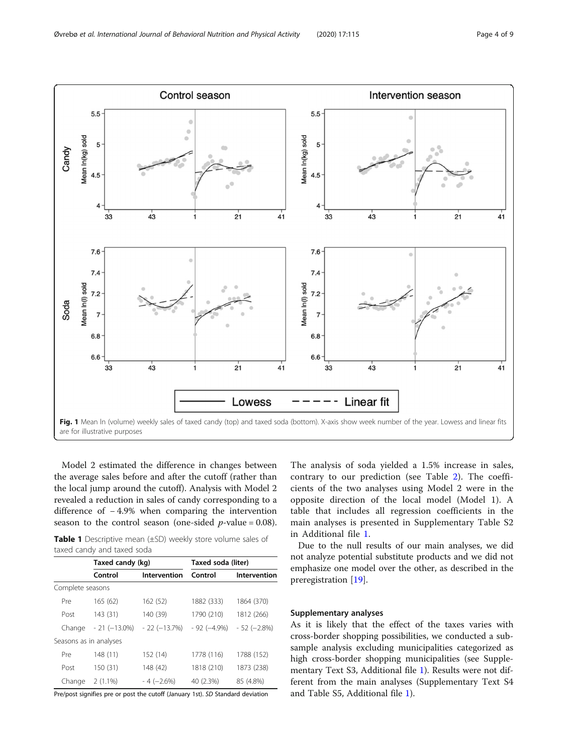Fig. 1 Mean ln (volume) weekly sales of taxed candy (top) and taxed soda (bottom). X-axis show week number of the year. Lowess and linear fits are for illustrative purposes

Model 2 estimated the difference in changes between the average sales before and after the cutoff (rather than the local jump around the cutoff). Analysis with Model 2 revealed a reduction in sales of candy corresponding to a difference of − 4.9% when comparing the intervention season to the control season (one-sided $p$-value = 0.08).

**Table 1** Descriptive mean (±SD) weekly store volume sales of taxed candy and taxed soda

| | Taxed candy (kg) | | Taxed soda (liter) | |
|---|---|---|---|---|
| | Control | Intervention | Control | Intervention |
| Complete seasons | | | | |
| Pre | 165 (62) | 162 (52) | 1882 (333) | 1864 (370) |
| Post | 143 (31) | 140 (39) | 1790 (210) | 1812 (266) |
| Change | - 21 (−13.0%) | - 22 (−13.7%) | - 92 (−4.9%) | - 52 (−2.8%) |
| Seasons as in analyses | | | | |
| Pre | 148 (11) | 152 (14) | 1778 (116) | 1788 (152) |
| Post | 150 (31) | 148 (42) | 1818 (210) | 1873 (238) |
| Change | 2 (1.1%) | - 4 (−2.6%) | 40 (2.3%) | 85 (4.8%) |

Pre/post signifies pre or post the cutoff (January 1st). *SD* Standard deviation

The analysis of soda yielded a 1.5% increase in sales, contrary to our prediction (see Table 2). The coefficients of the two analyses using Model 2 were in the opposite direction of the local model (Model 1). A table that includes all regression coefficients in the main analyses is presented in Supplementary Table S2 in Additional file 1.

Due to the null results of our main analyses, we did not analyze potential substitute products and we did not emphasize one model over the other, as described in the preregistration [19].

### Supplementary analyses

As it is likely that the effect of the taxes varies with cross-border shopping possibilities, we conducted a sub-sample analysis excluding municipalities categorized as high cross-border shopping municipalities (see Supplementary Text S3, Additional file 1). Results were not different from the main analyses (Supplementary Text S4 and Table S5, Additional file 1).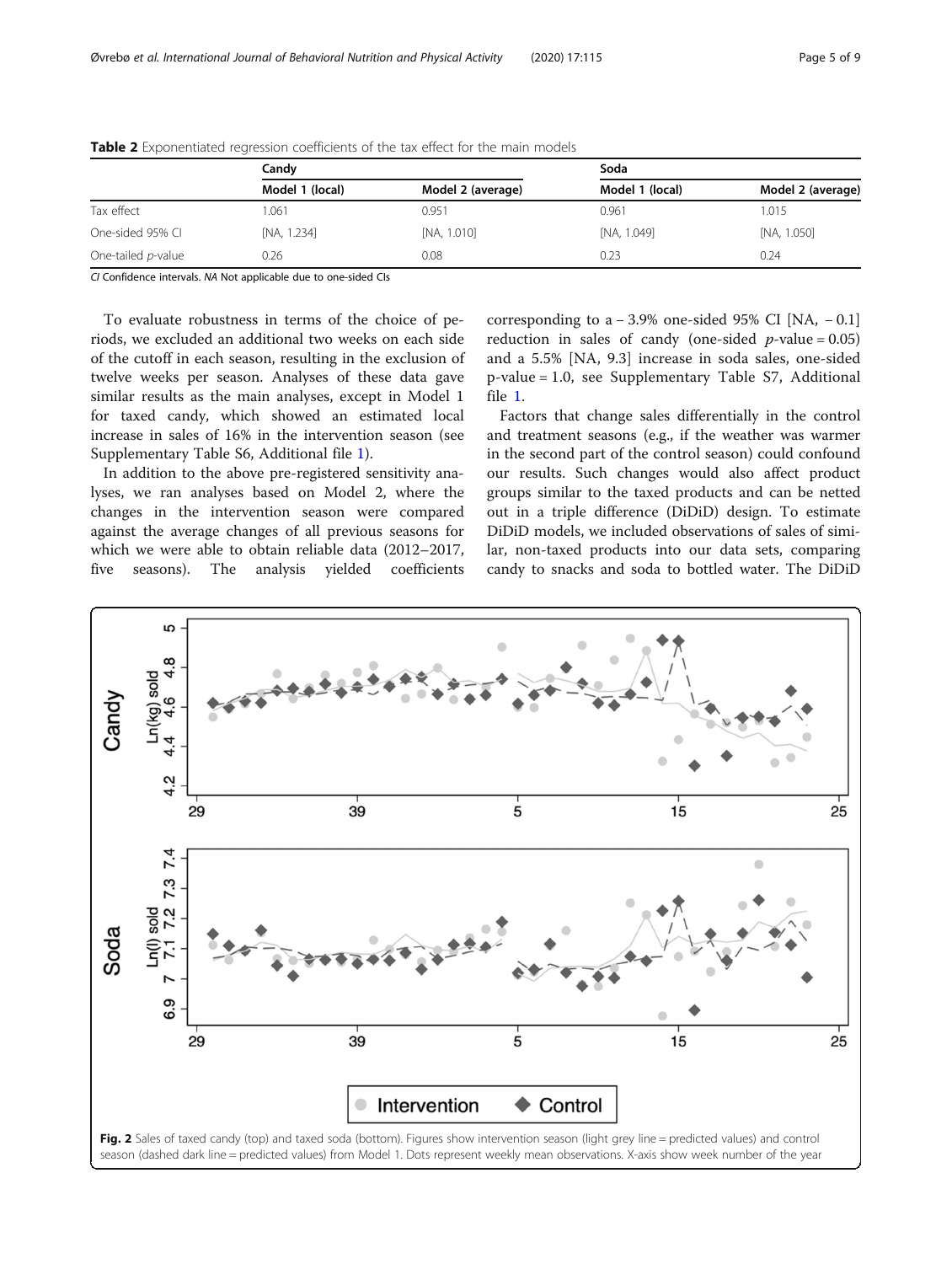**Table 2** Exponentiated regression coefficients of the tax effect for the main models

| | Candy | | Soda | |
|---|---|---|---|---|
| | Model 1 (local) | Model 2 (average) | Model 1 (local) | Model 2 (average) |
| Tax effect | 1.061 | 0.951 | 0.961 | 1.015 |
| One-sided 95% CI | [NA, 1.234] | [NA, 1.010] | [NA, 1.049] | [NA, 1.050] |
| One-tailed *p*-value | 0.26 | 0.08 | 0.23 | 0.24 |

*CI* Confidence intervals. *NA* Not applicable due to one-sided CIs

To evaluate robustness in terms of the choice of periods, we excluded an additional two weeks on each side of the cutoff in each season, resulting in the exclusion of twelve weeks per season. Analyses of these data gave similar results as the main analyses, except in Model 1 for taxed candy, which showed an estimated local increase in sales of 16% in the intervention season (see Supplementary Table S6, Additional file 1).

In addition to the above pre-registered sensitivity analyses, we ran analyses based on Model 2, where the changes in the intervention season were compared against the average changes of all previous seasons for which we were able to obtain reliable data (2012–2017, five seasons). The analysis yielded coefficients corresponding to a − 3.9% one-sided 95% CI [NA, − 0.1] reduction in sales of candy (one-sided $p$-value = 0.05) and a 5.5% [NA, 9.3] increase in soda sales, one-sided p-value = 1.0, see Supplementary Table S7, Additional file 1.

Factors that change sales differentially in the control and treatment seasons (e.g., if the weather was warmer in the second part of the control season) could confound our results. Such changes would also affect product groups similar to the taxed products and can be netted out in a triple difference (DiDiD) design. To estimate DiDiD models, we included observations of sales of similar, non-taxed products into our data sets, comparing candy to snacks and soda to bottled water. The DiDiD

**Fig. 2** Sales of taxed candy (top) and taxed soda (bottom). Figures show intervention season (light grey line = predicted values) and control season (dashed dark line = predicted values) from Model 1. Dots represent weekly mean observations. X-axis show week number of the year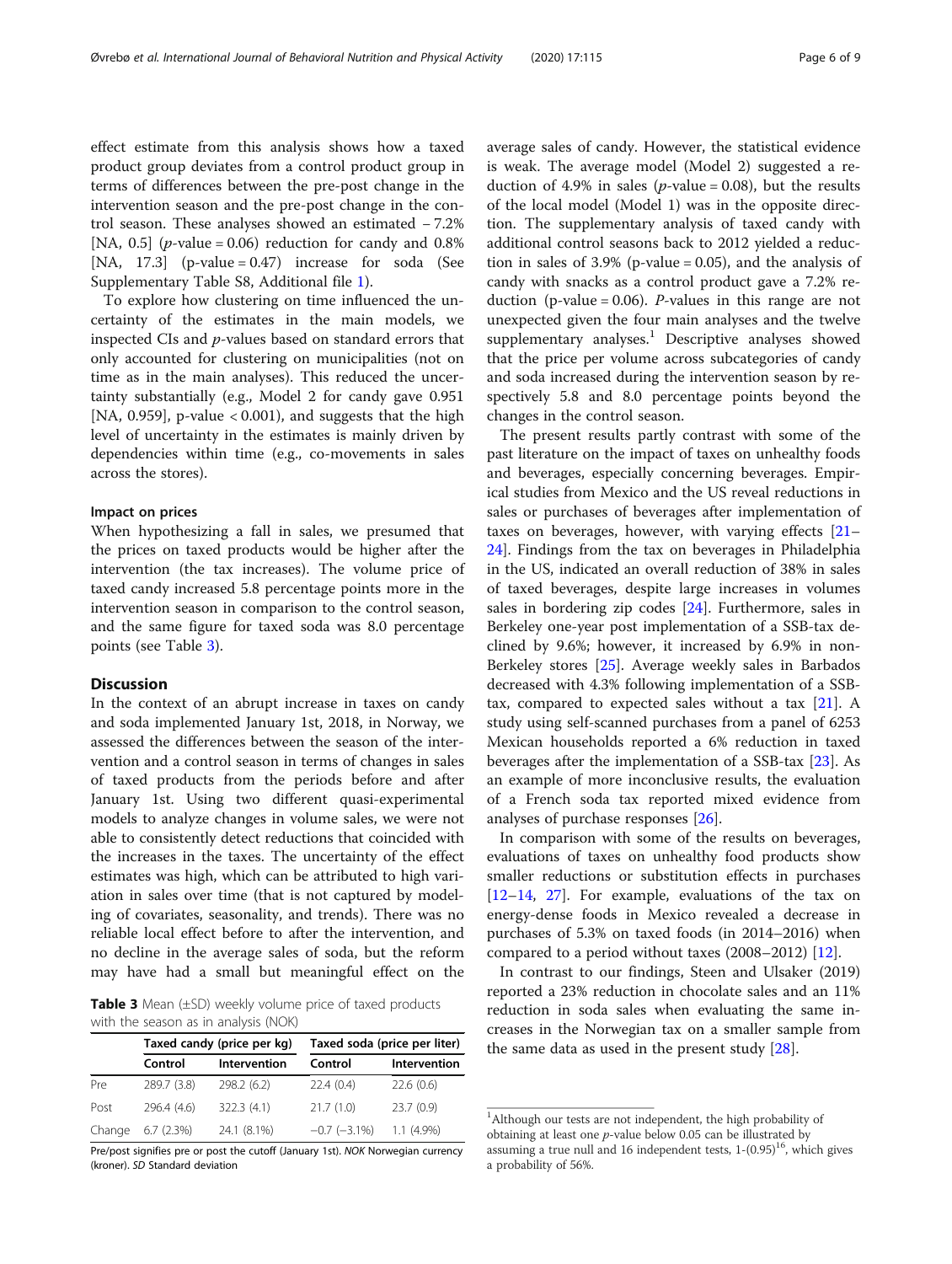effect estimate from this analysis shows how a taxed product group deviates from a control product group in terms of differences between the pre-post change in the intervention season and the pre-post change in the control season. These analyses showed an estimated − 7.2% [NA, 0.5] (*p*-value = 0.06) reduction for candy and 0.8% [NA, 17.3] (p-value = 0.47) increase for soda (See Supplementary Table S8, Additional file 1).

To explore how clustering on time influenced the uncertainty of the estimates in the main models, we inspected CIs and *p*-values based on standard errors that only accounted for clustering on municipalities (not on time as in the main analyses). This reduced the uncertainty substantially (e.g., Model 2 for candy gave 0.951 [NA, 0.959], p-value < 0.001), and suggests that the high level of uncertainty in the estimates is mainly driven by dependencies within time (e.g., co-movements in sales across the stores).

### Impact on prices

When hypothesizing a fall in sales, we presumed that the prices on taxed products would be higher after the intervention (the tax increases). The volume price of taxed candy increased 5.8 percentage points more in the intervention season in comparison to the control season, and the same figure for taxed soda was 8.0 percentage points (see Table 3).

## Discussion

In the context of an abrupt increase in taxes on candy and soda implemented January 1st, 2018, in Norway, we assessed the differences between the season of the intervention and a control season in terms of changes in sales of taxed products from the periods before and after January 1st. Using two different quasi-experimental models to analyze changes in volume sales, we were not able to consistently detect reductions that coincided with the increases in the taxes. The uncertainty of the effect estimates was high, which can be attributed to high variation in sales over time (that is not captured by modeling of covariates, seasonality, and trends). There was no reliable local effect before to after the intervention, and no decline in the average sales of soda, but the reform may have had a small but meaningful effect on the average sales of candy. However, the statistical evidence is weak. The average model (Model 2) suggested a reduction of 4.9% in sales (*p*-value = 0.08), but the results of the local model (Model 1) was in the opposite direction. The supplementary analysis of taxed candy with additional control seasons back to 2012 yielded a reduction in sales of 3.9% (p-value = 0.05), and the analysis of candy with snacks as a control product gave a 7.2% reduction (p-value = 0.06). *P*-values in this range are not unexpected given the four main analyses and the twelve supplementary analyses.[1] Descriptive analyses showed that the price per volume across subcategories of candy and soda increased during the intervention season by respectively 5.8 and 8.0 percentage points beyond the changes in the control season.

The present results partly contrast with some of the past literature on the impact of taxes on unhealthy foods and beverages, especially concerning beverages. Empirical studies from Mexico and the US reveal reductions in sales or purchases of beverages after implementation of taxes on beverages, however, with varying effects [21–24]. Findings from the tax on beverages in Philadelphia in the US, indicated an overall reduction of 38% in sales of taxed beverages, despite large increases in volumes sales in bordering zip codes [24]. Furthermore, sales in Berkeley one-year post implementation of a SSB-tax declined by 9.6%; however, it increased by 6.9% in non-Berkeley stores [25]. Average weekly sales in Barbados decreased with 4.3% following implementation of a SSB-tax, compared to expected sales without a tax [21]. A study using self-scanned purchases from a panel of 6253 Mexican households reported a 6% reduction in taxed beverages after the implementation of a SSB-tax [23]. As an example of more inconclusive results, the evaluation of a French soda tax reported mixed evidence from analyses of purchase responses [26].

In comparison with some of the results on beverages, evaluations of taxes on unhealthy food products show smaller reductions or substitution effects in purchases [12–14, 27]. For example, evaluations of the tax on energy-dense foods in Mexico revealed a decrease in purchases of 5.3% on taxed foods (in 2014–2016) when compared to a period without taxes (2008–2012) [12].

In contrast to our findings, Steen and Ulsaker (2019) reported a 23% reduction in chocolate sales and an 11% reduction in soda sales when evaluating the same increases in the Norwegian tax on a smaller sample from the same data as used in the present study [28].

**Table 3** Mean (±SD) weekly volume price of taxed products with the season as in analysis (NOK)

| | Taxed candy (price per kg) | | Taxed soda (price per liter) | |
|---|---|---|---|---|
| | Control | Intervention | Control | Intervention |
| Pre | 289.7 (3.8) | 298.2 (6.2) | 22.4 (0.4) | 22.6 (0.6) |
| Post | 296.4 (4.6) | 322.3 (4.1) | 21.7 (1.0) | 23.7 (0.9) |
| Change | 6.7 (2.3%) | 24.1 (8.1%) | −0.7 (−3.1%) | 1.1 (4.9%) |

Pre/post signifies pre or post the cutoff (January 1st). *NOK* Norwegian currency (kroner). *SD* Standard deviation

[1] Although our tests are not independent, the high probability of obtaining at least one *p*-value below 0.05 can be illustrated by assuming a true null and 16 independent tests, $1-(0.95)^{16}$, which gives a probability of 56%.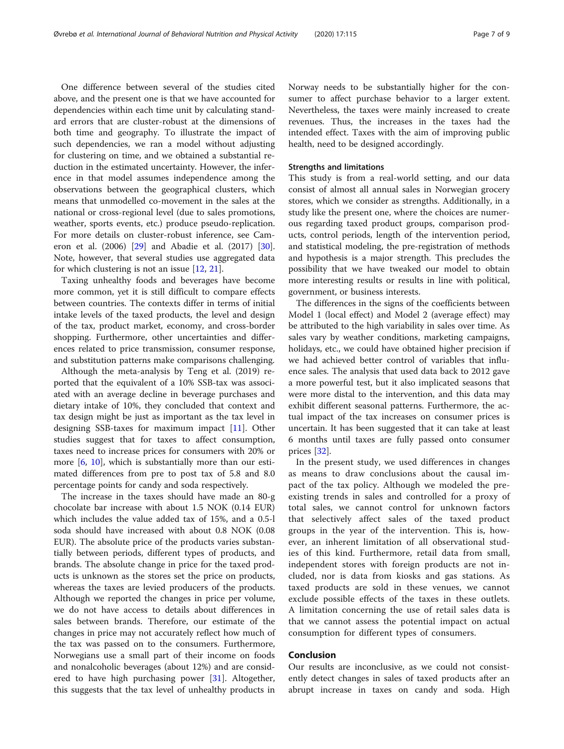One difference between several of the studies cited above, and the present one is that we have accounted for dependencies within each time unit by calculating standard errors that are cluster-robust at the dimensions of both time and geography. To illustrate the impact of such dependencies, we ran a model without adjusting for clustering on time, and we obtained a substantial reduction in the estimated uncertainty. However, the inference in that model assumes independence among the observations between the geographical clusters, which means that unmodelled co-movement in the sales at the national or cross-regional level (due to sales promotions, weather, sports events, etc.) produce pseudo-replication. For more details on cluster-robust inference, see Cameron et al. (2006) [29] and Abadie et al. (2017) [30]. Note, however, that several studies use aggregated data for which clustering is not an issue [12, 21].

Taxing unhealthy foods and beverages have become more common, yet it is still difficult to compare effects between countries. The contexts differ in terms of initial intake levels of the taxed products, the level and design of the tax, product market, economy, and cross-border shopping. Furthermore, other uncertainties and differences related to price transmission, consumer response, and substitution patterns make comparisons challenging.

Although the meta-analysis by Teng et al. (2019) reported that the equivalent of a 10% SSB-tax was associated with an average decline in beverage purchases and dietary intake of 10%, they concluded that context and tax design might be just as important as the tax level in designing SSB-taxes for maximum impact [11]. Other studies suggest that for taxes to affect consumption, taxes need to increase prices for consumers with 20% or more [6, 10], which is substantially more than our estimated differences from pre to post tax of 5.8 and 8.0 percentage points for candy and soda respectively.

The increase in the taxes should have made an 80-g chocolate bar increase with about 1.5 NOK (0.14 EUR) which includes the value added tax of 15%, and a 0.5-l soda should have increased with about 0.8 NOK (0.08 EUR). The absolute price of the products varies substantially between periods, different types of products, and brands. The absolute change in price for the taxed products is unknown as the stores set the price on products, whereas the taxes are levied producers of the products. Although we reported the changes in price per volume, we do not have access to details about differences in sales between brands. Therefore, our estimate of the changes in price may not accurately reflect how much of the tax was passed on to the consumers. Furthermore, Norwegians use a small part of their income on foods and nonalcoholic beverages (about 12%) and are considered to have high purchasing power [31]. Altogether, this suggests that the tax level of unhealthy products in Norway needs to be substantially higher for the consumer to affect purchase behavior to a larger extent. Nevertheless, the taxes were mainly increased to create revenues. Thus, the increases in the taxes had the intended effect. Taxes with the aim of improving public health, need to be designed accordingly.

### Strengths and limitations

This study is from a real-world setting, and our data consist of almost all annual sales in Norwegian grocery stores, which we consider as strengths. Additionally, in a study like the present one, where the choices are numerous regarding taxed product groups, comparison products, control periods, length of the intervention period, and statistical modeling, the pre-registration of methods and hypothesis is a major strength. This precludes the possibility that we have tweaked our model to obtain more interesting results or results in line with political, government, or business interests.

The differences in the signs of the coefficients between Model 1 (local effect) and Model 2 (average effect) may be attributed to the high variability in sales over time. As sales vary by weather conditions, marketing campaigns, holidays, etc., we could have obtained higher precision if we had achieved better control of variables that influence sales. The analysis that used data back to 2012 gave a more powerful test, but it also implicated seasons that were more distal to the intervention, and this data may exhibit different seasonal patterns. Furthermore, the actual impact of the tax increases on consumer prices is uncertain. It has been suggested that it can take at least 6 months until taxes are fully passed onto consumer prices [32].

In the present study, we used differences in changes as means to draw conclusions about the causal impact of the tax policy. Although we modeled the preexisting trends in sales and controlled for a proxy of total sales, we cannot control for unknown factors that selectively affect sales of the taxed product groups in the year of the intervention. This is, however, an inherent limitation of all observational studies of this kind. Furthermore, retail data from small, independent stores with foreign products are not included, nor is data from kiosks and gas stations. As taxed products are sold in these venues, we cannot exclude possible effects of the taxes in these outlets. A limitation concerning the use of retail sales data is that we cannot assess the potential impact on actual consumption for different types of consumers.

## Conclusion

Our results are inconclusive, as we could not consistently detect changes in sales of taxed products after an abrupt increase in taxes on candy and soda. High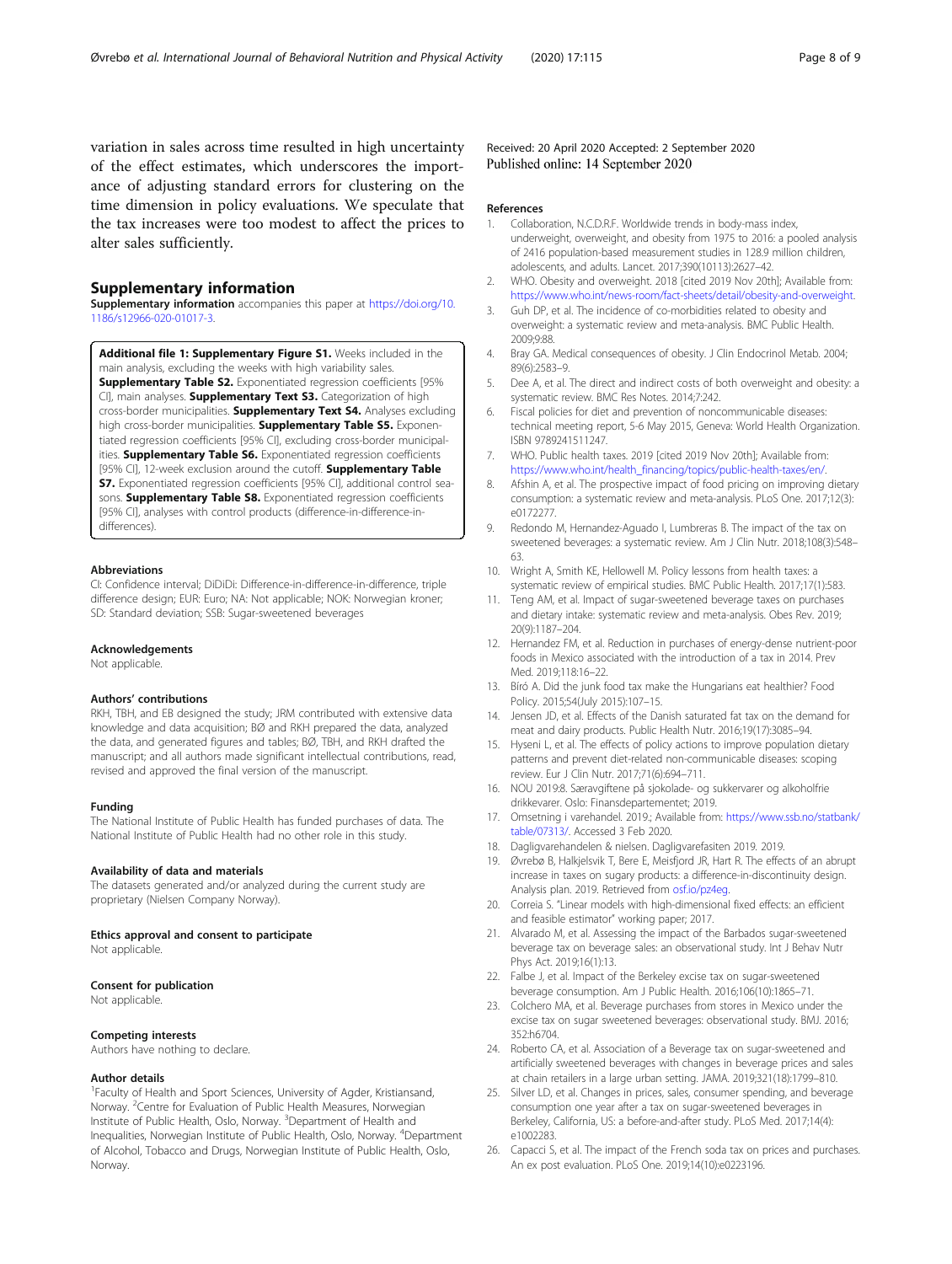variation in sales across time resulted in high uncertainty of the effect estimates, which underscores the importance of adjusting standard errors for clustering on the time dimension in policy evaluations. We speculate that the tax increases were too modest to affect the prices to alter sales sufficiently.

## Supplementary information

**Supplementary information** accompanies this paper at https://doi.org/10.1186/s12966-020-01017-3.

**Additional file 1: Supplementary Figure S1.** Weeks included in the main analysis, excluding the weeks with high variability sales. **Supplementary Table S2.** Exponentiated regression coefficients [95% CI], main analyses. **Supplementary Text S3.** Categorization of high cross-border municipalities. **Supplementary Text S4.** Analyses excluding high cross-border municipalities. **Supplementary Table S5.** Exponentiated regression coefficients [95% CI], excluding cross-border municipalities. **Supplementary Table S6.** Exponentiated regression coefficients [95% CI], 12-week exclusion around the cutoff. **Supplementary Table S7.** Exponentiated regression coefficients [95% CI], additional control seasons. **Supplementary Table S8.** Exponentiated regression coefficients [95% CI], analyses with control products (difference-in-difference-in-differences).

#### Abbreviations

CI: Confidence interval; DiDiDi: Difference-in-difference-in-difference, triple difference design; EUR: Euro; NA: Not applicable; NOK: Norwegian kroner; SD: Standard deviation; SSB: Sugar-sweetened beverages

#### Acknowledgements

Not applicable.

#### Authors' contributions

RKH, TBH, and EB designed the study; JRM contributed with extensive data knowledge and data acquisition; BØ and RKH prepared the data, analyzed the data, and generated figures and tables; BØ, TBH, and RKH drafted the manuscript; and all authors made significant intellectual contributions, read, revised and approved the final version of the manuscript.

#### Funding

The National Institute of Public Health has funded purchases of data. The National Institute of Public Health had no other role in this study.

#### Availability of data and materials

The datasets generated and/or analyzed during the current study are proprietary (Nielsen Company Norway).

#### Ethics approval and consent to participate

Not applicable.

#### Consent for publication

Not applicable.

#### Competing interests

Authors have nothing to declare.

#### Author details

[1]Faculty of Health and Sport Sciences, University of Agder, Kristiansand, Norway. [2]Centre for Evaluation of Public Health Measures, Norwegian Institute of Public Health, Oslo, Norway. [3]Department of Health and Inequalities, Norwegian Institute of Public Health, Oslo, Norway. [4]Department of Alcohol, Tobacco and Drugs, Norwegian Institute of Public Health, Oslo, Norway.

Received: 20 April 2020 Accepted: 2 September 2020
Published online: 14 September 2020

#### References

1. Collaboration, N.C.D.R.F. Worldwide trends in body-mass index, underweight, overweight, and obesity from 1975 to 2016: a pooled analysis of 2416 population-based measurement studies in 128.9 million children, adolescents, and adults. Lancet. 2017;390(10113):2627–42.
2. WHO. Obesity and overweight. 2018 [cited 2019 Nov 20th]; Available from: https://www.who.int/news-room/fact-sheets/detail/obesity-and-overweight.
3. Guh DP, et al. The incidence of co-morbidities related to obesity and overweight: a systematic review and meta-analysis. BMC Public Health. 2009;9:88.
4. Bray GA. Medical consequences of obesity. J Clin Endocrinol Metab. 2004; 89(6):2583–9.
5. Dee A, et al. The direct and indirect costs of both overweight and obesity: a systematic review. BMC Res Notes. 2014;7:242.
6. Fiscal policies for diet and prevention of noncommunicable diseases: technical meeting report, 5-6 May 2015, Geneva: World Health Organization. ISBN 9789241511247.
7. WHO. Public health taxes. 2019 [cited 2019 Nov 20th]; Available from: https://www.who.int/health_financing/topics/public-health-taxes/en/.
8. Afshin A, et al. The prospective impact of food pricing on improving dietary consumption: a systematic review and meta-analysis. PLoS One. 2017;12(3): e0172277.
9. Redondo M, Hernandez-Aguado I, Lumbreras B. The impact of the tax on sweetened beverages: a systematic review. Am J Clin Nutr. 2018;108(3):548–63.
10. Wright A, Smith KE, Hellowell M. Policy lessons from health taxes: a systematic review of empirical studies. BMC Public Health. 2017;17(1):583.
11. Teng AM, et al. Impact of sugar-sweetened beverage taxes on purchases and dietary intake: systematic review and meta-analysis. Obes Rev. 2019; 20(9):1187–204.
12. Hernandez FM, et al. Reduction in purchases of energy-dense nutrient-poor foods in Mexico associated with the introduction of a tax in 2014. Prev Med. 2019;118:16–22.
13. Bíró A. Did the junk food tax make the Hungarians eat healthier? Food Policy. 2015;54(July 2015):107–15.
14. Jensen JD, et al. Effects of the Danish saturated fat tax on the demand for meat and dairy products. Public Health Nutr. 2016;19(17):3085–94.
15. Hyseni L, et al. The effects of policy actions to improve population dietary patterns and prevent diet-related non-communicable diseases: scoping review. Eur J Clin Nutr. 2017;71(6):694–711.
16. NOU 2019:8. Særavgiftene på sjokolade- og sukkervarer og alkoholfrie drikkevarer. Oslo: Finansdepartementet; 2019.
17. Omsetning i varehandel. 2019.; Available from: https://www.ssb.no/statbank/table/07313/. Accessed 3 Feb 2020.
18. Dagligvarehandelen & nielsen. Dagligvarefasiten 2019. 2019.
19. Øvrebø B, Halkjelsvik T, Bere E, Meisfjord JR, Hart R. The effects of an abrupt increase in taxes on sugary products: a difference-in-discontinuity design. Analysis plan. 2019. Retrieved from osf.io/pz4eg.
20. Correia S. "Linear models with high-dimensional fixed effects: an efficient and feasible estimator" working paper; 2017.
21. Alvarado M, et al. Assessing the impact of the Barbados sugar-sweetened beverage tax on beverage sales: an observational study. Int J Behav Nutr Phys Act. 2019;16(1):13.
22. Falbe J, et al. Impact of the Berkeley excise tax on sugar-sweetened beverage consumption. Am J Public Health. 2016;106(10):1865–71.
23. Colchero MA, et al. Beverage purchases from stores in Mexico under the excise tax on sugar sweetened beverages: observational study. BMJ. 2016; 352:h6704.
24. Roberto CA, et al. Association of a Beverage tax on sugar-sweetened and artificially sweetened beverages with changes in beverage prices and sales at chain retailers in a large urban setting. JAMA. 2019;321(18):1799–810.
25. Silver LD, et al. Changes in prices, sales, consumer spending, and beverage consumption one year after a tax on sugar-sweetened beverages in Berkeley, California, US: a before-and-after study. PLoS Med. 2017;14(4): e1002283.
26. Capacci S, et al. The impact of the French soda tax on prices and purchases. An ex post evaluation. PLoS One. 2019;14(10):e0223196.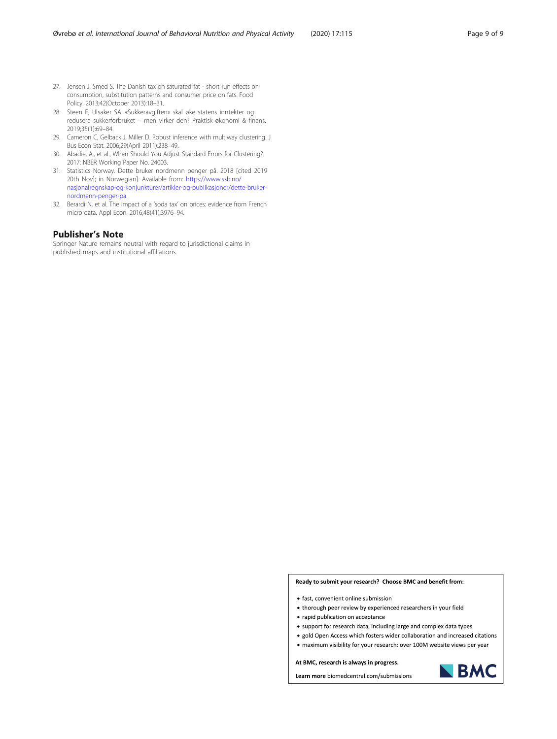27. Jensen J, Smed S. The Danish tax on saturated fat - short run effects on consumption, substitution patterns and consumer price on fats. Food Policy. 2013;42(October 2013):18–31.
28. Steen F, Ulsaker SA. «Sukkeravgiften» skal øke statens inntekter og redusere sukkerforbruket – men virker den? Praktisk økonomi & finans. 2019;35(1):69–84.
29. Cameron C, Gelback J, Miller D. Robust inference with multiway clustering. J Bus Econ Stat. 2006;29(April 2011):238–49.
30. Abadie, A., et al., When Should You Adjust Standard Errors for Clustering? 2017: NBER Working Paper No. 24003.
31. Statistics Norway. Dette bruker nordmenn penger på. 2018 [cited 2019 20th Nov]; in Norwegian]. Available from: https://www.ssb.no/nasjonalregnskap-og-konjunkturer/artikler-og-publikasjoner/dette-bruker-nordmenn-penger-pa.
32. Berardi N, et al. The impact of a 'soda tax' on prices: evidence from French micro data. Appl Econ. 2016;48(41):3976–94.

## Publisher's Note

Springer Nature remains neutral with regard to jurisdictional claims in published maps and institutional affiliations.

**Ready to submit your research? Choose BMC and benefit from:**

- fast, convenient online submission
- thorough peer review by experienced researchers in your field
- rapid publication on acceptance
- support for research data, including large and complex data types
- gold Open Access which fosters wider collaboration and increased citations
- maximum visibility for your research: over 100M website views per year

**At BMC, research is always in progress.**

**Learn more** biomedcentral.com/submissions

BMC